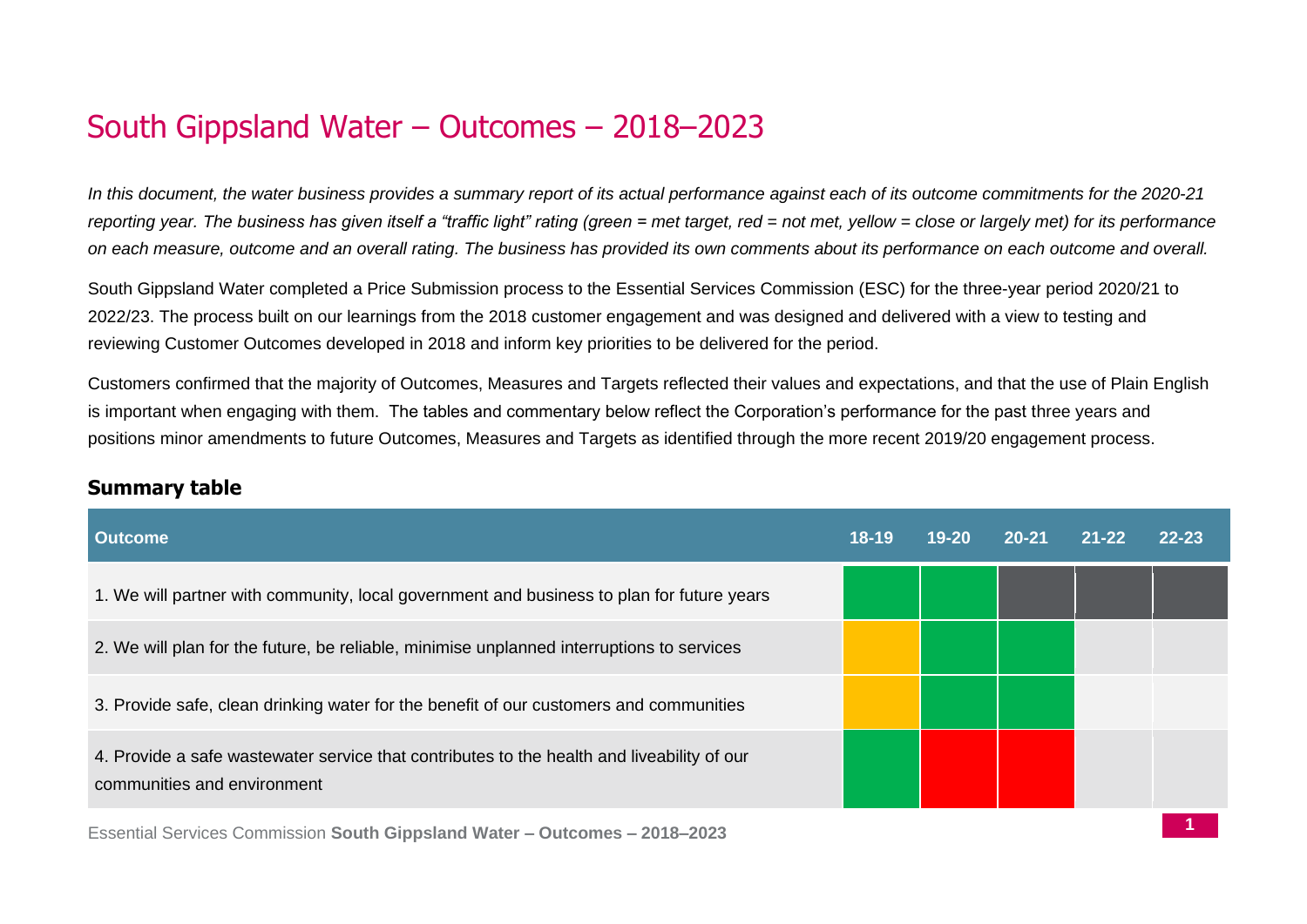# South Gippsland Water – Outcomes – 2018–2023

*In this document, the water business provides a summary report of its actual performance against each of its outcome commitments for the 2020-21 reporting year. The business has given itself a "traffic light" rating (green = met target, red = not met, yellow = close or largely met) for its performance on each measure, outcome and an overall rating. The business has provided its own comments about its performance on each outcome and overall.*

South Gippsland Water completed a Price Submission process to the Essential Services Commission (ESC) for the three-year period 2020/21 to 2022/23. The process built on our learnings from the 2018 customer engagement and was designed and delivered with a view to testing and reviewing Customer Outcomes developed in 2018 and inform key priorities to be delivered for the period.

Customers confirmed that the majority of Outcomes, Measures and Targets reflected their values and expectations, and that the use of Plain English is important when engaging with them. The tables and commentary below reflect the Corporation's performance for the past three years and positions minor amendments to future Outcomes, Measures and Targets as identified through the more recent 2019/20 engagement process.

## Summary table

| Outcome | 18-19 | 19-20 | 20-21 | 21-22 | 22-23 |
|---|---|---|---|---|---|
| 1. We will partner with community, local government and business to plan for future years | Green | Green | Grey | Grey | Grey |
| 2. We will plan for the future, be reliable, minimise unplanned interruptions to services | Yellow | Green | Green | | |
| 3. Provide safe, clean drinking water for the benefit of our customers and communities | Yellow | Green | Green | | |
| 4. Provide a safe wastewater service that contributes to the health and liveability of our communities and environment | Green | Red | Red | | |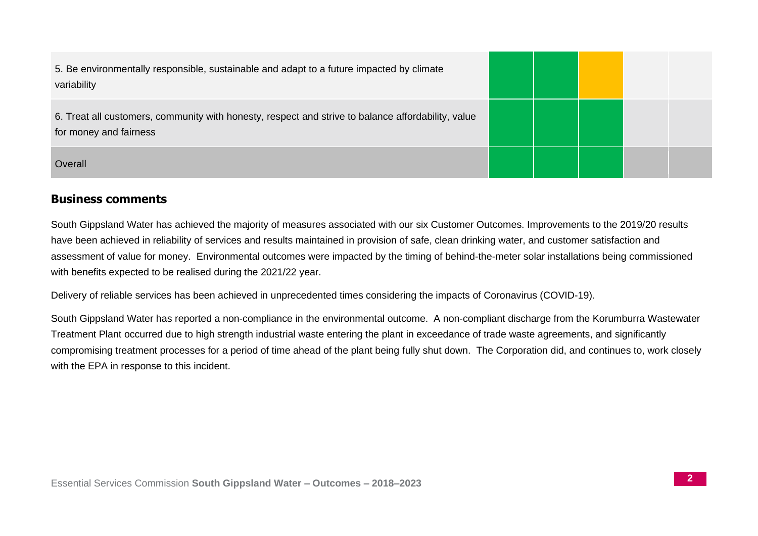| | | | | | |
|---|---|---|---|---|---|
| 5. Be environmentally responsible, sustainable and adapt to a future impacted by climate variability | Green | Green | Amber | | |
| 6. Treat all customers, community with honesty, respect and strive to balance affordability, value for money and fairness | Green | Green | Green | | |
| Overall | Green | Green | Green | | |

## Business comments

South Gippsland Water has achieved the majority of measures associated with our six Customer Outcomes. Improvements to the 2019/20 results have been achieved in reliability of services and results maintained in provision of safe, clean drinking water, and customer satisfaction and assessment of value for money. Environmental outcomes were impacted by the timing of behind-the-meter solar installations being commissioned with benefits expected to be realised during the 2021/22 year.

Delivery of reliable services has been achieved in unprecedented times considering the impacts of Coronavirus (COVID-19).

South Gippsland Water has reported a non-compliance in the environmental outcome. A non-compliant discharge from the Korumburra Wastewater Treatment Plant occurred due to high strength industrial waste entering the plant in exceedance of trade waste agreements, and significantly compromising treatment processes for a period of time ahead of the plant being fully shut down. The Corporation did, and continues to, work closely with the EPA in response to this incident.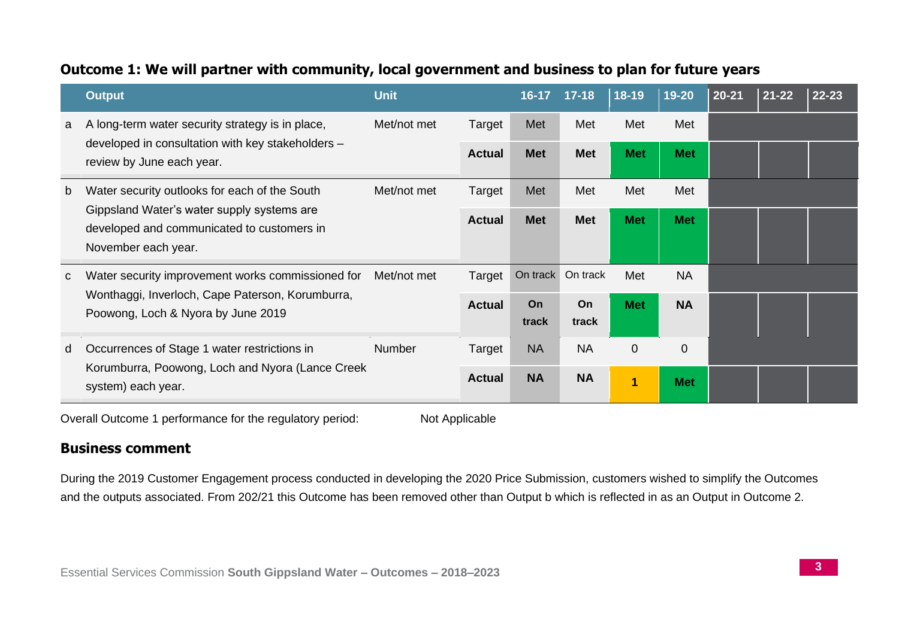## Outcome 1: We will partner with community, local government and business to plan for future years

| | Output | Unit | | 16-17 | 17-18 | 18-19 | 19-20 | 20-21 | 21-22 | 22-23 |
|---|---|---|---|---|---|---|---|---|---|---|
| a | A long-term water security strategy is in place, developed in consultation with key stakeholders – review by June each year. | Met/not met | Target | Met | Met | Met | Met | | | |
| | | | **Actual** | **Met** | **Met** | **Met** | **Met** | | | |
| b | Water security outlooks for each of the South Gippsland Water's water supply systems are developed and communicated to customers in November each year. | Met/not met | Target | Met | Met | Met | Met | | | |
| | | | **Actual** | **Met** | **Met** | **Met** | **Met** | | | |
| c | Water security improvement works commissioned for Wonthaggi, Inverloch, Cape Paterson, Korumburra, Poowong, Loch & Nyora by June 2019 | Met/not met | Target | On track | On track | Met | NA | | | |
| | | | **Actual** | **On track** | **On track** | **Met** | **NA** | | | |
| d | Occurrences of Stage 1 water restrictions in Korumburra, Poowong, Loch and Nyora (Lance Creek system) each year. | Number | Target | NA | NA | 0 | 0 | | | |
| | | | **Actual** | **NA** | **NA** | **1** | **Met** | | | |

Overall Outcome 1 performance for the regulatory period: Not Applicable

### Business comment

During the 2019 Customer Engagement process conducted in developing the 2020 Price Submission, customers wished to simplify the Outcomes and the outputs associated. From 202/21 this Outcome has been removed other than Output b which is reflected in as an Output in Outcome 2.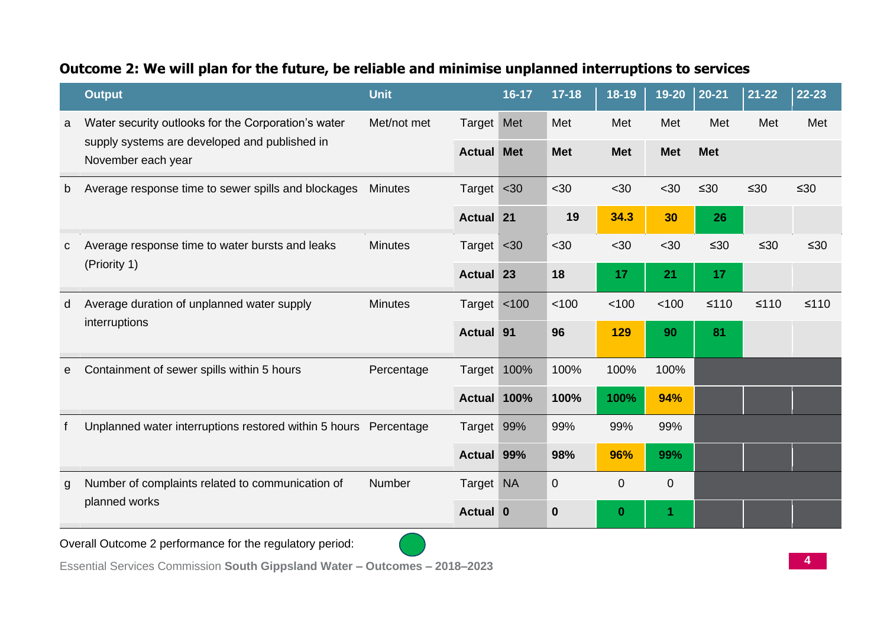## Outcome 2: We will plan for the future, be reliable and minimise unplanned interruptions to services

| | Output | Unit | | 16-17 | 17-18 | 18-19 | 19-20 | 20-21 | 21-22 | 22-23 |
|---|---|---|---|---|---|---|---|---|---|---|
| a | Water security outlooks for the Corporation's water supply systems are developed and published in November each year | Met/not met | Target | Met | Met | Met | Met | Met | Met | Met |
| | | | **Actual** | **Met** | **Met** | **Met** | **Met** | **Met** | | |
| b | Average response time to sewer spills and blockages | Minutes | Target | <30 | <30 | <30 | <30 | ≤30 | ≤30 | ≤30 |
| | | | **Actual** | **21** | **19** | **34.3** | **30** | **26** | | |
| c | Average response time to water bursts and leaks (Priority 1) | Minutes | Target | <30 | <30 | <30 | <30 | ≤30 | ≤30 | ≤30 |
| | | | **Actual** | **23** | **18** | **17** | **21** | **17** | | |
| d | Average duration of unplanned water supply interruptions | Minutes | Target | <100 | <100 | <100 | <100 | ≤110 | ≤110 | ≤110 |
| | | | **Actual** | **91** | **96** | **129** | **90** | **81** | | |
| e | Containment of sewer spills within 5 hours | Percentage | Target | 100% | 100% | 100% | 100% | | | |
| | | | **Actual** | **100%** | **100%** | **100%** | **94%** | | | |
| f | Unplanned water interruptions restored within 5 hours | Percentage | Target | 99% | 99% | 99% | 99% | | | |
| | | | **Actual** | **99%** | **98%** | **96%** | **99%** | | | |
| g | Number of complaints related to communication of planned works | Number | Target | NA | 0 | 0 | 0 | | | |
| | | | **Actual** | **0** | **0** | **0** | **1** | | | |

Overall Outcome 2 performance for the regulatory period: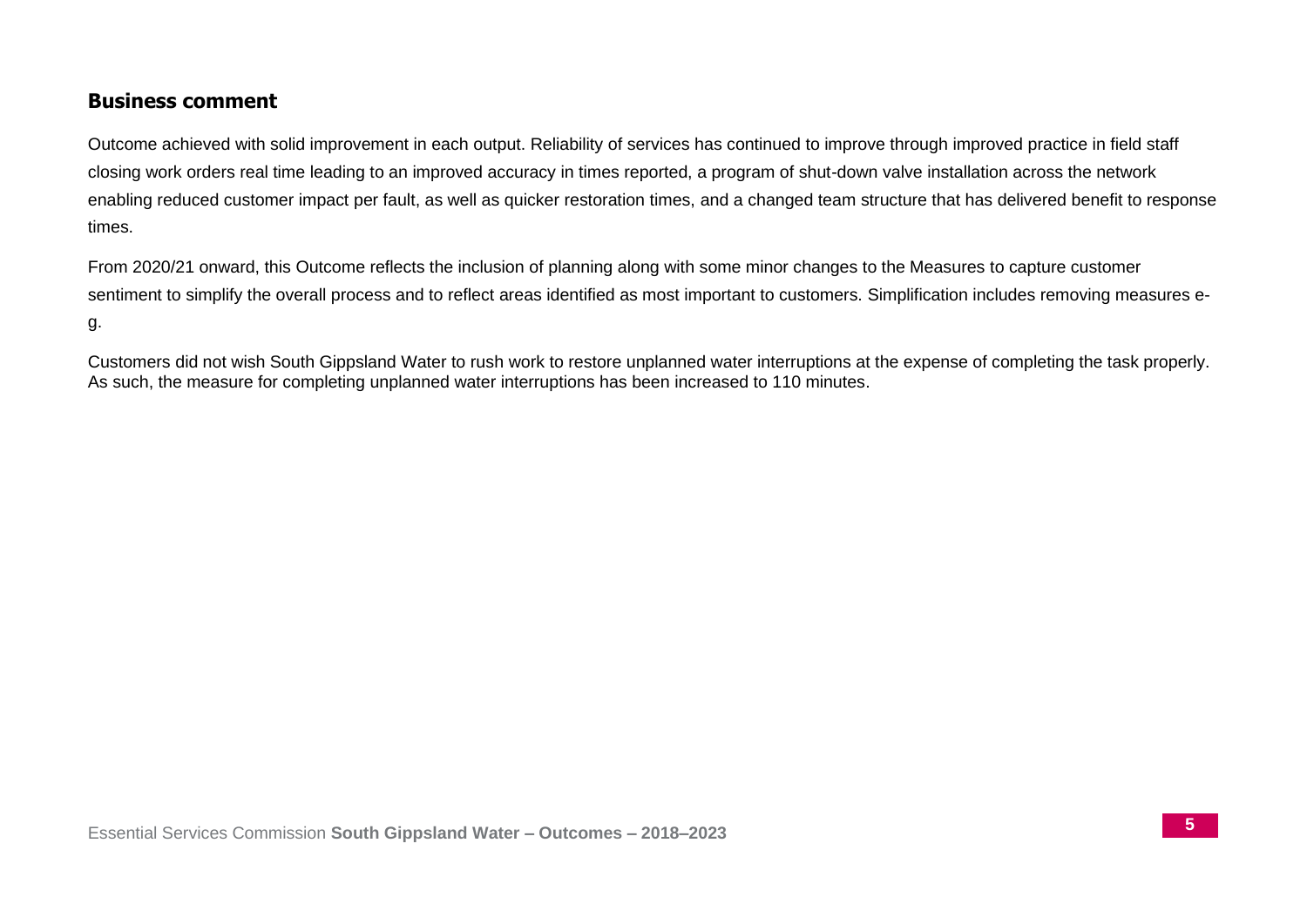## Business comment

Outcome achieved with solid improvement in each output. Reliability of services has continued to improve through improved practice in field staff closing work orders real time leading to an improved accuracy in times reported, a program of shut-down valve installation across the network enabling reduced customer impact per fault, as well as quicker restoration times, and a changed team structure that has delivered benefit to response times.

From 2020/21 onward, this Outcome reflects the inclusion of planning along with some minor changes to the Measures to capture customer sentiment to simplify the overall process and to reflect areas identified as most important to customers. Simplification includes removing measures e-g.

Customers did not wish South Gippsland Water to rush work to restore unplanned water interruptions at the expense of completing the task properly. As such, the measure for completing unplanned water interruptions has been increased to 110 minutes.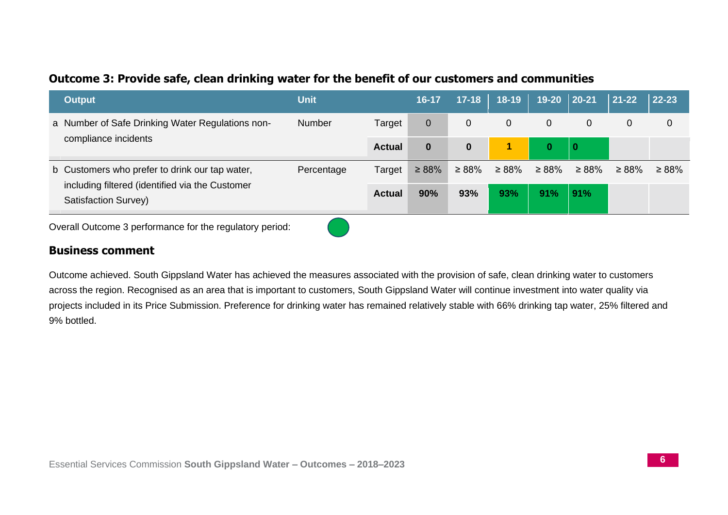## Outcome 3: Provide safe, clean drinking water for the benefit of our customers and communities

| | Output | Unit | | 16-17 | 17-18 | 18-19 | 19-20 | 20-21 | 21-22 | 22-23 |
|---|---|---|---|---|---|---|---|---|---|---|
| a | Number of Safe Drinking Water Regulations non-compliance incidents | Number | Target | 0 | 0 | 0 | 0 | 0 | 0 | 0 |
| | | | **Actual** | **0** | **0** | **1** | **0** | **0** | | |
| b | Customers who prefer to drink our tap water, including filtered (identified via the Customer Satisfaction Survey) | Percentage | Target | ≥ 88% | ≥ 88% | ≥ 88% | ≥ 88% | ≥ 88% | ≥ 88% | ≥ 88% |
| | | | **Actual** | **90%** | **93%** | **93%** | **91%** | **91%** | | |

Overall Outcome 3 performance for the regulatory period:

### Business comment

Outcome achieved. South Gippsland Water has achieved the measures associated with the provision of safe, clean drinking water to customers across the region. Recognised as an area that is important to customers, South Gippsland Water will continue investment into water quality via projects included in its Price Submission. Preference for drinking water has remained relatively stable with 66% drinking tap water, 25% filtered and 9% bottled.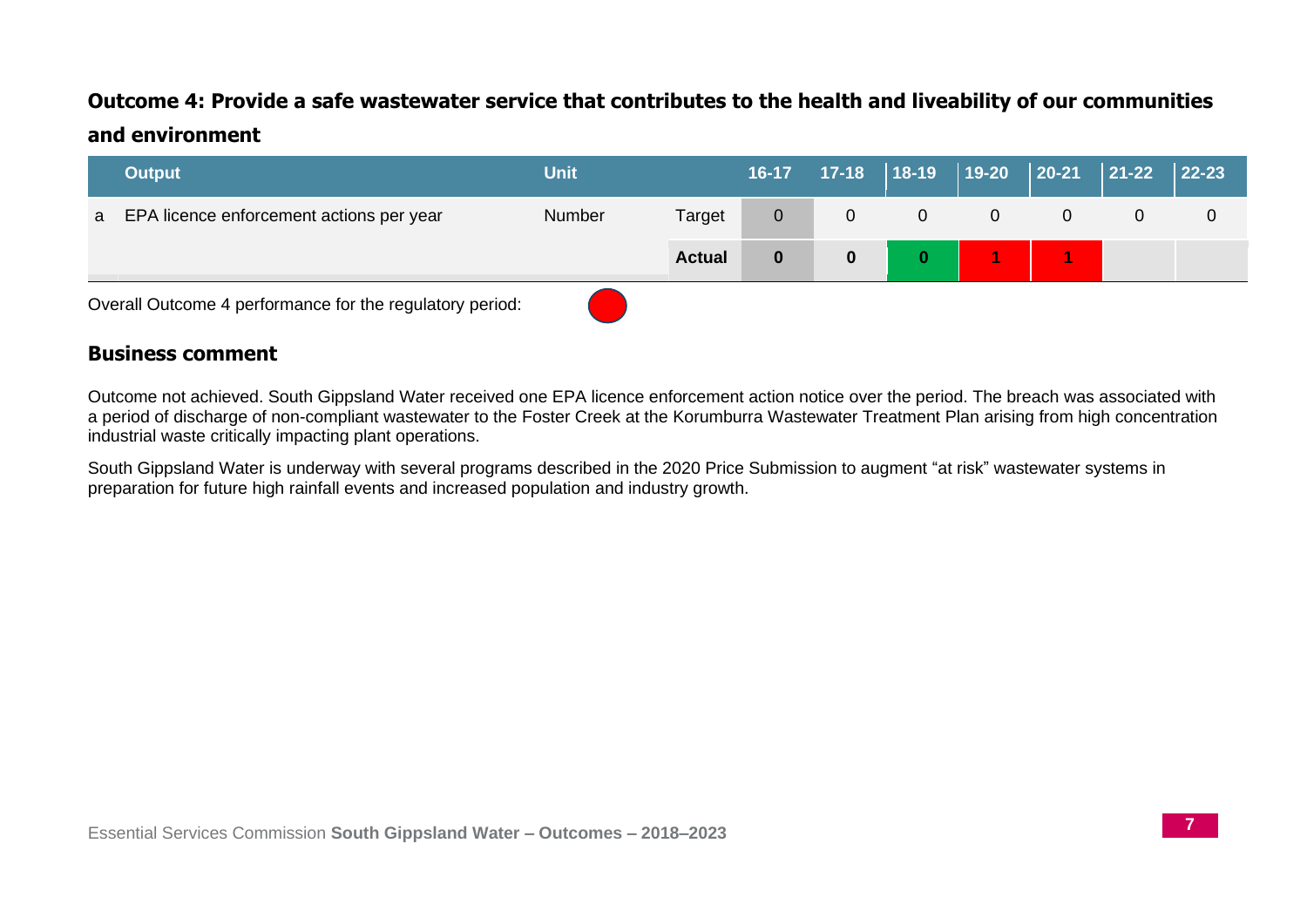## Outcome 4: Provide a safe wastewater service that contributes to the health and liveability of our communities and environment

| | Output | Unit | | 16-17 | 17-18 | 18-19 | 19-20 | 20-21 | 21-22 | 22-23 |
|---|---|---|---|---|---|---|---|---|---|---|
| a | EPA licence enforcement actions per year | Number | Target | 0 | 0 | 0 | 0 | 0 | 0 | 0 |
| | | | **Actual** | **0** | **0** | **0** | **1** | **1** | | |

Overall Outcome 4 performance for the regulatory period:

### Business comment

Outcome not achieved. South Gippsland Water received one EPA licence enforcement action notice over the period. The breach was associated with a period of discharge of non-compliant wastewater to the Foster Creek at the Korumburra Wastewater Treatment Plan arising from high concentration industrial waste critically impacting plant operations.

South Gippsland Water is underway with several programs described in the 2020 Price Submission to augment "at risk" wastewater systems in preparation for future high rainfall events and increased population and industry growth.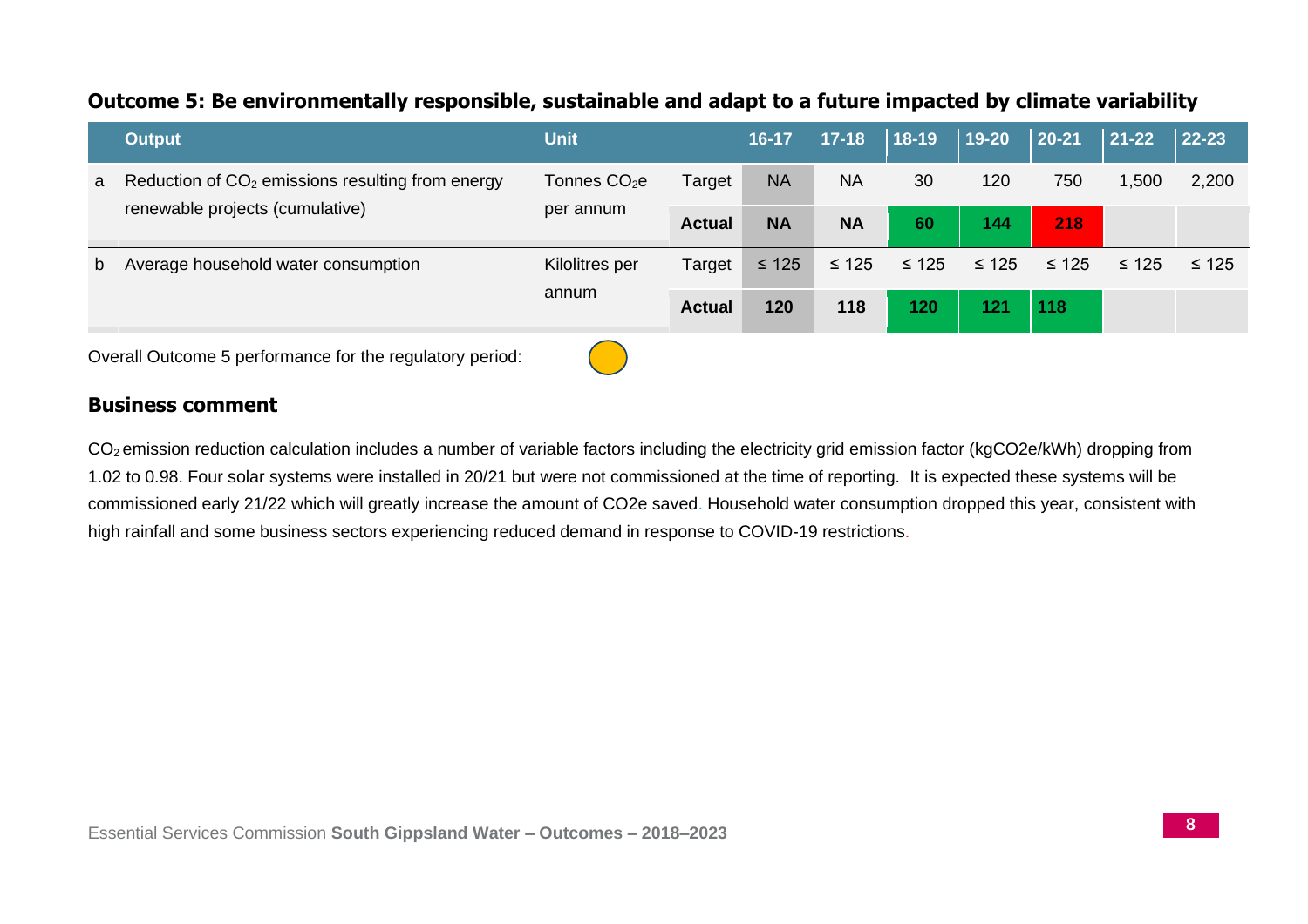## Outcome 5: Be environmentally responsible, sustainable and adapt to a future impacted by climate variability

| | Output | Unit | | 16-17 | 17-18 | 18-19 | 19-20 | 20-21 | 21-22 | 22-23 |
|---|---|---|---|---|---|---|---|---|---|---|
| a | Reduction of $CO_2$ emissions resulting from energy renewable projects (cumulative) | Tonnes $CO_2e$ per annum | Target | NA | NA | 30 | 120 | 750 | 1,500 | 2,200 |
| | | | **Actual** | **NA** | **NA** | **60** | **144** | **218** | | |
| b | Average household water consumption | Kilolitres per annum | Target | ≤ 125 | ≤ 125 | ≤ 125 | ≤ 125 | ≤ 125 | ≤ 125 | ≤ 125 |
| | | | **Actual** | **120** | **118** | **120** | **121** | **118** | | |

Overall Outcome 5 performance for the regulatory period:

### Business comment

$CO_2$ emission reduction calculation includes a number of variable factors including the electricity grid emission factor (kgCO2e/kWh) dropping from 1.02 to 0.98. Four solar systems were installed in 20/21 but were not commissioned at the time of reporting. It is expected these systems will be commissioned early 21/22 which will greatly increase the amount of CO2e saved. Household water consumption dropped this year, consistent with high rainfall and some business sectors experiencing reduced demand in response to COVID-19 restrictions.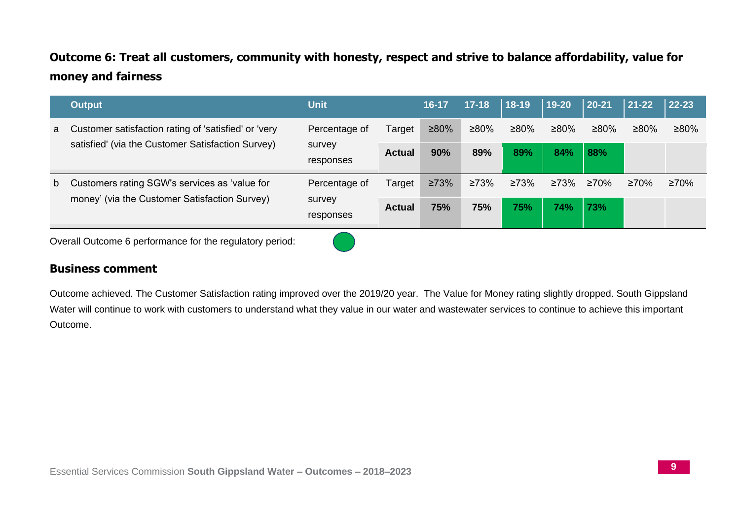## Outcome 6: Treat all customers, community with honesty, respect and strive to balance affordability, value for money and fairness

| | Output | Unit | | 16-17 | 17-18 | 18-19 | 19-20 | 20-21 | 21-22 | 22-23 |
|---|---|---|---|---|---|---|---|---|---|---|
| a | Customer satisfaction rating of 'satisfied' or 'very satisfied' (via the Customer Satisfaction Survey) | Percentage of survey responses | Target | ≥80% | ≥80% | ≥80% | ≥80% | ≥80% | ≥80% | ≥80% |
| | | | **Actual** | **90%** | **89%** | **89%** | **84%** | **88%** | | |
| b | Customers rating SGW's services as 'value for money' (via the Customer Satisfaction Survey) | Percentage of survey responses | Target | ≥73% | ≥73% | ≥73% | ≥73% | ≥70% | ≥70% | ≥70% |
| | | | **Actual** | **75%** | **75%** | **75%** | **74%** | **73%** | | |

Overall Outcome 6 performance for the regulatory period:

### Business comment

Outcome achieved. The Customer Satisfaction rating improved over the 2019/20 year. The Value for Money rating slightly dropped. South Gippsland Water will continue to work with customers to understand what they value in our water and wastewater services to continue to achieve this important Outcome.